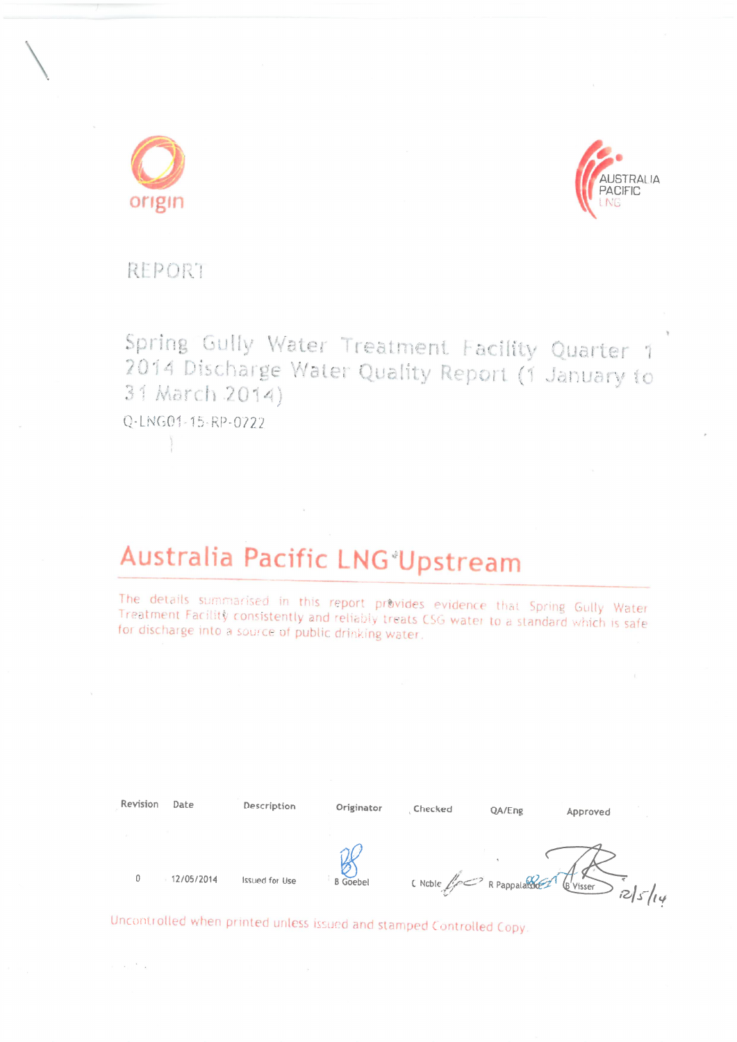origin

AUSTRALIA PACIFIC LNG

REPORT

# Spring Gully Water Treatment Facility Quarter 1 2014 Discharge Water Quality Report (1 January to 31 March 2014)

Q-LNG01-15-RP-0722

## Australia Pacific LNG Upstream

The details summarised in this report provides evidence that Spring Gully Water Treatment Facility consistently and reliably treats CSG water to a standard which is safe for discharge into a source of public drinking water.

| Revision | Date | Description | Originator | Checked | QA/Eng | Approved |
|---|---|---|---|---|---|---|
| 0 | 12/05/2014 | Issued for Use | B Goebel | C Noble | R Pappalardo | B Visser 12/5/14 |

Uncontrolled when printed unless issued and stamped Controlled Copy.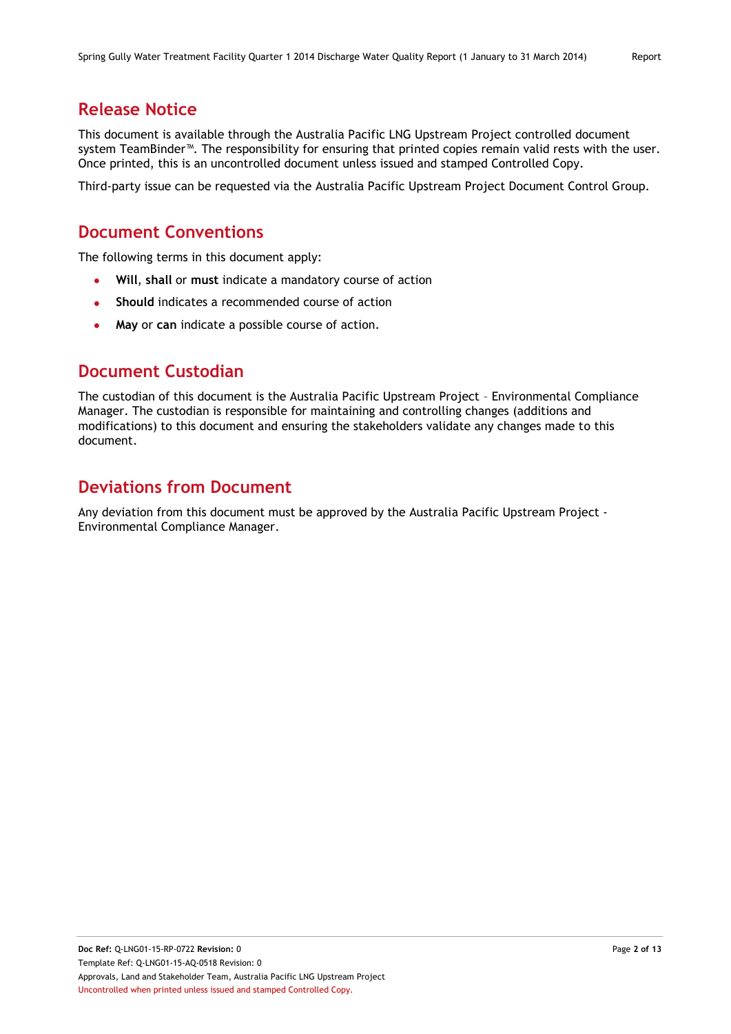## Release Notice

This document is available through the Australia Pacific LNG Upstream Project controlled document system TeamBinder™. The responsibility for ensuring that printed copies remain valid rests with the user. Once printed, this is an uncontrolled document unless issued and stamped Controlled Copy.

Third-party issue can be requested via the Australia Pacific Upstream Project Document Control Group.

## Document Conventions

The following terms in this document apply:

- **Will**, **shall** or **must** indicate a mandatory course of action
- **Should** indicates a recommended course of action
- **May** or **can** indicate a possible course of action.

## Document Custodian

The custodian of this document is the Australia Pacific Upstream Project – Environmental Compliance Manager. The custodian is responsible for maintaining and controlling changes (additions and modifications) to this document and ensuring the stakeholders validate any changes made to this document.

## Deviations from Document

Any deviation from this document must be approved by the Australia Pacific Upstream Project - Environmental Compliance Manager.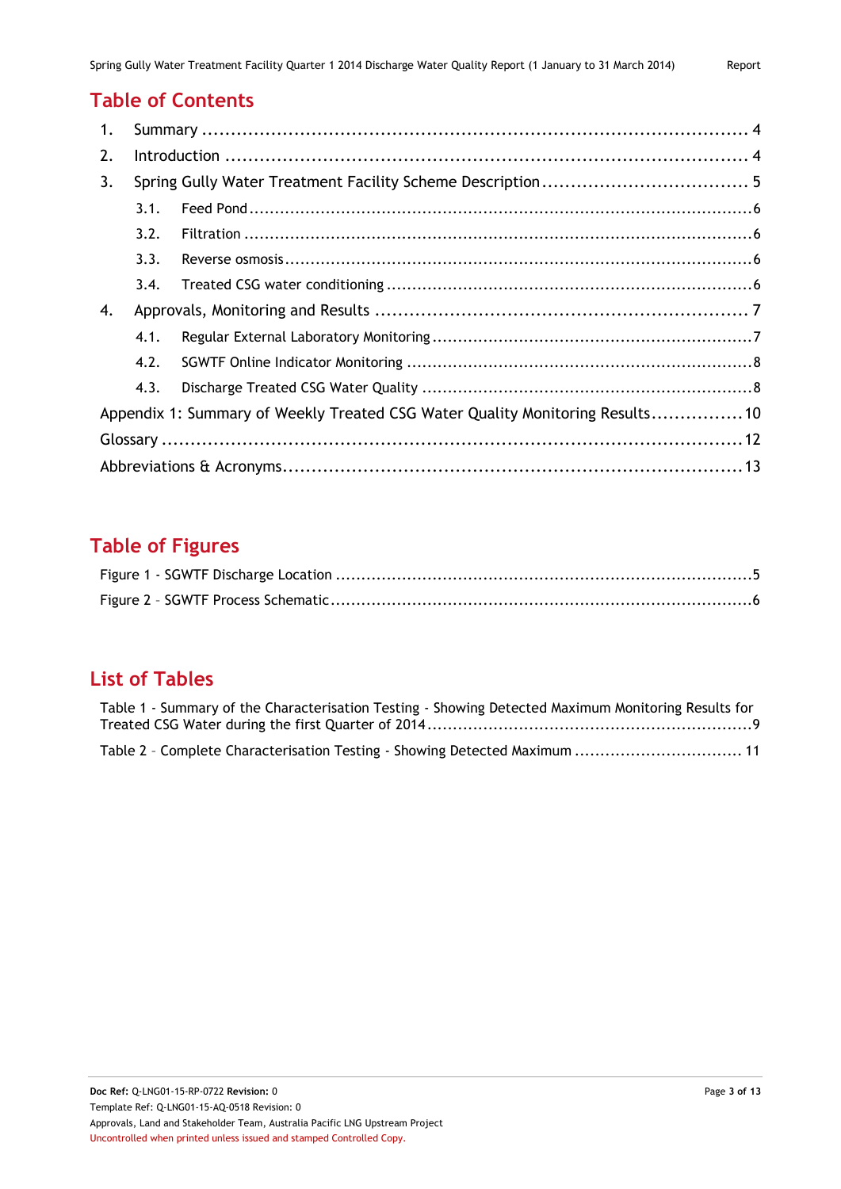# Table of Contents

1. Summary ........................................................................................ 4
2. Introduction ..................................................................................... 4
3. Spring Gully Water Treatment Facility Scheme Description .................................... 5
   - 3.1. Feed Pond ................................................................................... 6
   - 3.2. Filtration ..................................................................................... 6
   - 3.3. Reverse osmosis ........................................................................... 6
   - 3.4. Treated CSG water conditioning ........................................................ 6
4. Approvals, Monitoring and Results ................................................................. 7
   - 4.1. Regular External Laboratory Monitoring ............................................... 7
   - 4.2. SGWTF Online Indicator Monitoring .................................................... 8
   - 4.3. Discharge Treated CSG Water Quality ................................................. 8

Appendix 1: Summary of Weekly Treated CSG Water Quality Monitoring Results ................ 10

Glossary ............................................................................................ 12

Abbreviations & Acronyms ........................................................................ 13

# Table of Figures

Figure 1 - SGWTF Discharge Location ............................................................ 5

Figure 2 – SGWTF Process Schematic ........................................................... 6

# List of Tables

Table 1 - Summary of the Characterisation Testing - Showing Detected Maximum Monitoring Results for Treated CSG Water during the first Quarter of 2014 ........................................................ 9

Table 2 – Complete Characterisation Testing - Showing Detected Maximum ................................ 11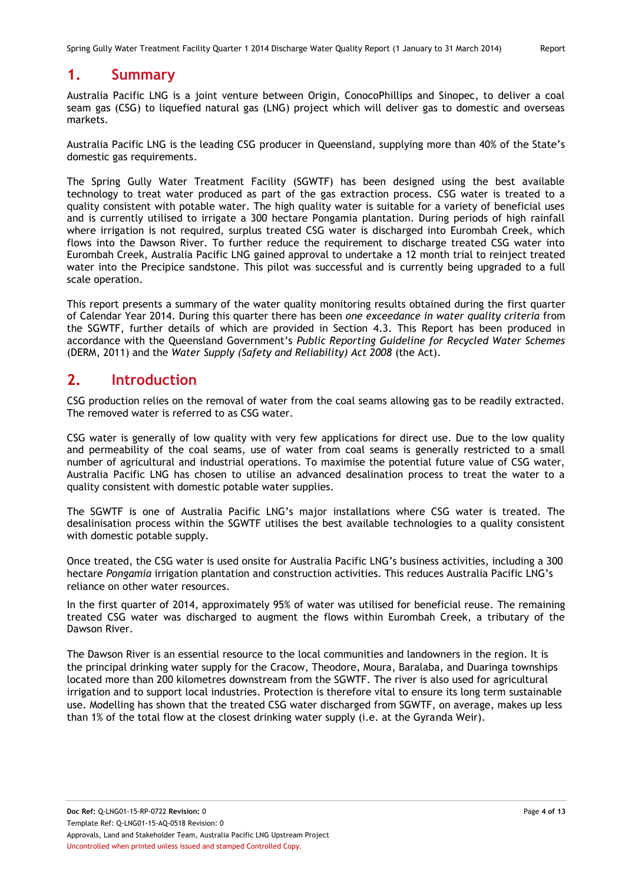# 1. Summary

Australia Pacific LNG is a joint venture between Origin, ConocoPhillips and Sinopec, to deliver a coal seam gas (CSG) to liquefied natural gas (LNG) project which will deliver gas to domestic and overseas markets.

Australia Pacific LNG is the leading CSG producer in Queensland, supplying more than 40% of the State's domestic gas requirements.

The Spring Gully Water Treatment Facility (SGWTF) has been designed using the best available technology to treat water produced as part of the gas extraction process. CSG water is treated to a quality consistent with potable water. The high quality water is suitable for a variety of beneficial uses and is currently utilised to irrigate a 300 hectare Pongamia plantation. During periods of high rainfall where irrigation is not required, surplus treated CSG water is discharged into Eurombah Creek, which flows into the Dawson River. To further reduce the requirement to discharge treated CSG water into Eurombah Creek, Australia Pacific LNG gained approval to undertake a 12 month trial to reinject treated water into the Precipice sandstone. This pilot was successful and is currently being upgraded to a full scale operation.

This report presents a summary of the water quality monitoring results obtained during the first quarter of Calendar Year 2014. During this quarter there has been *one exceedance in water quality criteria* from the SGWTF, further details of which are provided in Section 4.3. This Report has been produced in accordance with the Queensland Government's *Public Reporting Guideline for Recycled Water Schemes* (DERM, 2011) and the *Water Supply (Safety and Reliability) Act 2008* (the Act).

# 2. Introduction

CSG production relies on the removal of water from the coal seams allowing gas to be readily extracted. The removed water is referred to as CSG water.

CSG water is generally of low quality with very few applications for direct use. Due to the low quality and permeability of the coal seams, use of water from coal seams is generally restricted to a small number of agricultural and industrial operations. To maximise the potential future value of CSG water, Australia Pacific LNG has chosen to utilise an advanced desalination process to treat the water to a quality consistent with domestic potable water supplies.

The SGWTF is one of Australia Pacific LNG's major installations where CSG water is treated. The desalinisation process within the SGWTF utilises the best available technologies to a quality consistent with domestic potable supply.

Once treated, the CSG water is used onsite for Australia Pacific LNG's business activities, including a 300 hectare *Pongamia* irrigation plantation and construction activities. This reduces Australia Pacific LNG's reliance on other water resources.

In the first quarter of 2014, approximately 95% of water was utilised for beneficial reuse. The remaining treated CSG water was discharged to augment the flows within Eurombah Creek, a tributary of the Dawson River.

The Dawson River is an essential resource to the local communities and landowners in the region. It is the principal drinking water supply for the Cracow, Theodore, Moura, Baralaba, and Duaringa townships located more than 200 kilometres downstream from the SGWTF. The river is also used for agricultural irrigation and to support local industries. Protection is therefore vital to ensure its long term sustainable use. Modelling has shown that the treated CSG water discharged from SGWTF, on average, makes up less than 1% of the total flow at the closest drinking water supply (i.e. at the Gyranda Weir).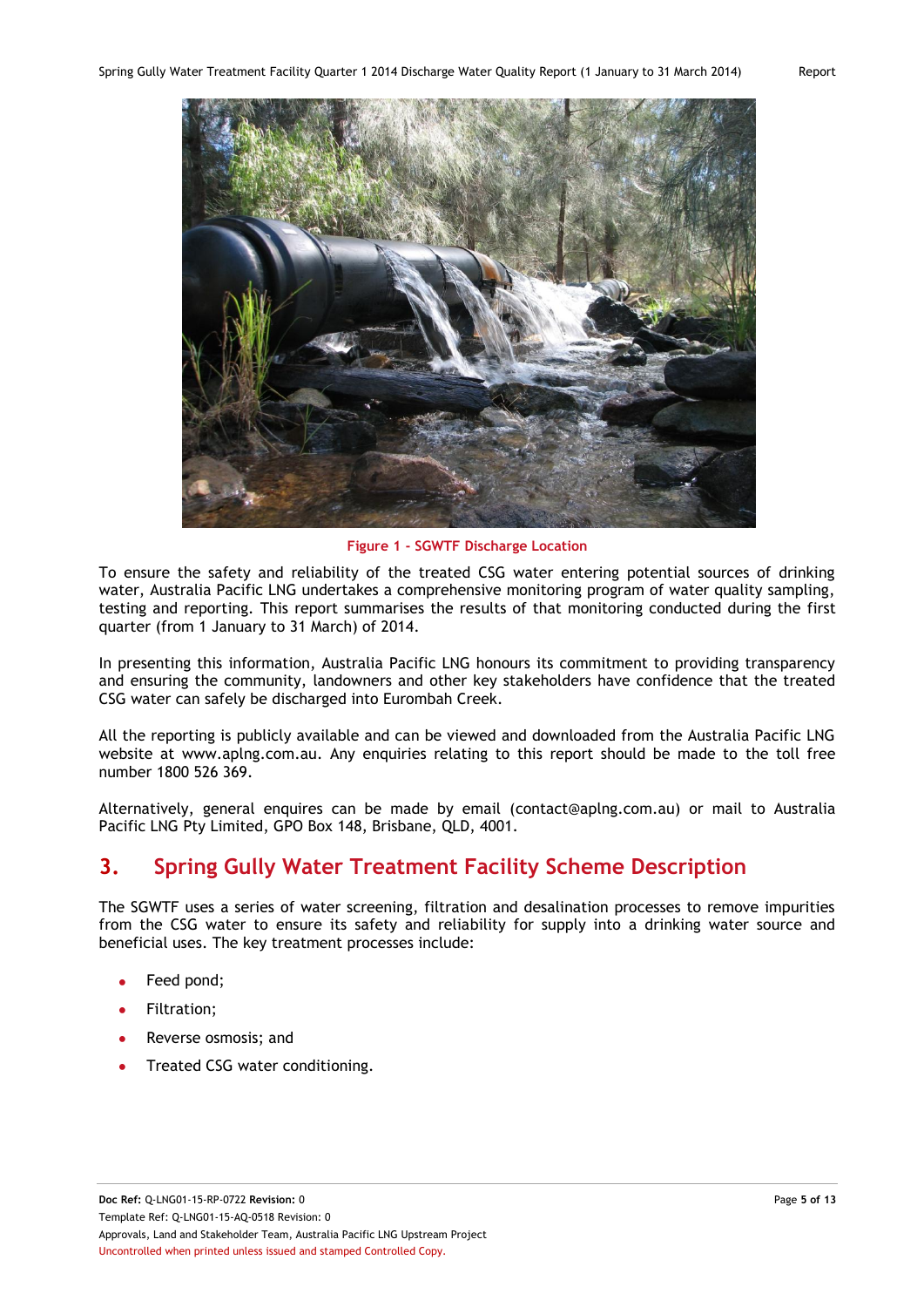Figure 1 - SGWTF Discharge Location

To ensure the safety and reliability of the treated CSG water entering potential sources of drinking water, Australia Pacific LNG undertakes a comprehensive monitoring program of water quality sampling, testing and reporting. This report summarises the results of that monitoring conducted during the first quarter (from 1 January to 31 March) of 2014.

In presenting this information, Australia Pacific LNG honours its commitment to providing transparency and ensuring the community, landowners and other key stakeholders have confidence that the treated CSG water can safely be discharged into Eurombah Creek.

All the reporting is publicly available and can be viewed and downloaded from the Australia Pacific LNG website at www.aplng.com.au. Any enquiries relating to this report should be made to the toll free number 1800 526 369.

Alternatively, general enquires can be made by email (contact@aplng.com.au) or mail to Australia Pacific LNG Pty Limited, GPO Box 148, Brisbane, QLD, 4001.

# 3. Spring Gully Water Treatment Facility Scheme Description

The SGWTF uses a series of water screening, filtration and desalination processes to remove impurities from the CSG water to ensure its safety and reliability for supply into a drinking water source and beneficial uses. The key treatment processes include:

- Feed pond;
- Filtration;
- Reverse osmosis; and
- Treated CSG water conditioning.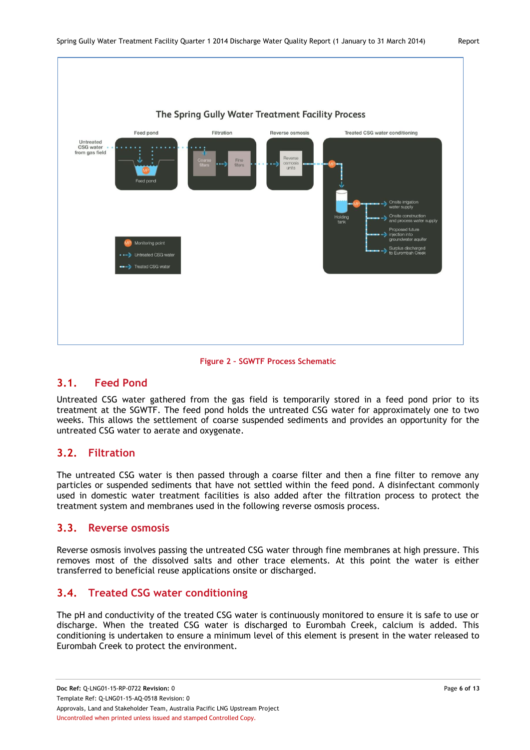Figure 2 – SGWTF Process Schematic

## 3.1. Feed Pond

Untreated CSG water gathered from the gas field is temporarily stored in a feed pond prior to its treatment at the SGWTF. The feed pond holds the untreated CSG water for approximately one to two weeks. This allows the settlement of coarse suspended sediments and provides an opportunity for the untreated CSG water to aerate and oxygenate.

## 3.2. Filtration

The untreated CSG water is then passed through a coarse filter and then a fine filter to remove any particles or suspended sediments that have not settled within the feed pond. A disinfectant commonly used in domestic water treatment facilities is also added after the filtration process to protect the treatment system and membranes used in the following reverse osmosis process.

## 3.3. Reverse osmosis

Reverse osmosis involves passing the untreated CSG water through fine membranes at high pressure. This removes most of the dissolved salts and other trace elements. At this point the water is either transferred to beneficial reuse applications onsite or discharged.

## 3.4. Treated CSG water conditioning

The pH and conductivity of the treated CSG water is continuously monitored to ensure it is safe to use or discharge. When the treated CSG water is discharged to Eurombah Creek, calcium is added. This conditioning is undertaken to ensure a minimum level of this element is present in the water released to Eurombah Creek to protect the environment.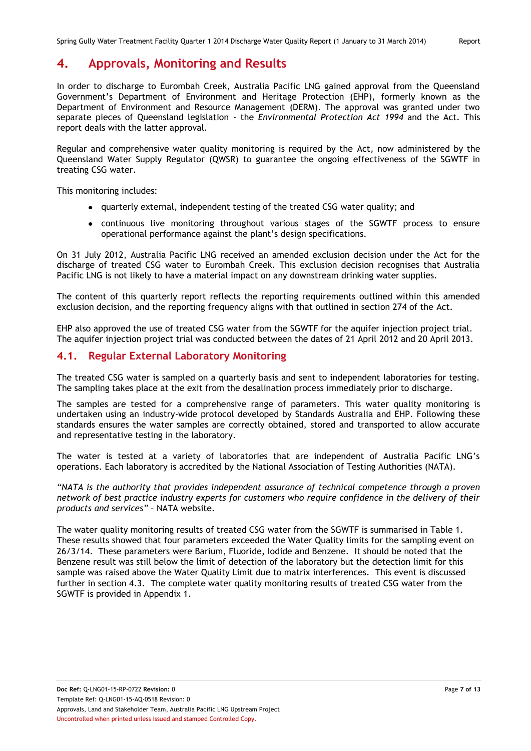# 4. Approvals, Monitoring and Results

In order to discharge to Eurombah Creek, Australia Pacific LNG gained approval from the Queensland Government's Department of Environment and Heritage Protection (EHP), formerly known as the Department of Environment and Resource Management (DERM). The approval was granted under two separate pieces of Queensland legislation - the *Environmental Protection Act 1994* and the Act. This report deals with the latter approval.

Regular and comprehensive water quality monitoring is required by the Act, now administered by the Queensland Water Supply Regulator (QWSR) to guarantee the ongoing effectiveness of the SGWTF in treating CSG water.

This monitoring includes:

- quarterly external, independent testing of the treated CSG water quality; and
- continuous live monitoring throughout various stages of the SGWTF process to ensure operational performance against the plant's design specifications.

On 31 July 2012, Australia Pacific LNG received an amended exclusion decision under the Act for the discharge of treated CSG water to Eurombah Creek. This exclusion decision recognises that Australia Pacific LNG is not likely to have a material impact on any downstream drinking water supplies.

The content of this quarterly report reflects the reporting requirements outlined within this amended exclusion decision, and the reporting frequency aligns with that outlined in section 274 of the Act.

EHP also approved the use of treated CSG water from the SGWTF for the aquifer injection project trial. The aquifer injection project trial was conducted between the dates of 21 April 2012 and 20 April 2013.

## 4.1. Regular External Laboratory Monitoring

The treated CSG water is sampled on a quarterly basis and sent to independent laboratories for testing. The sampling takes place at the exit from the desalination process immediately prior to discharge.

The samples are tested for a comprehensive range of parameters. This water quality monitoring is undertaken using an industry-wide protocol developed by Standards Australia and EHP. Following these standards ensures the water samples are correctly obtained, stored and transported to allow accurate and representative testing in the laboratory.

The water is tested at a variety of laboratories that are independent of Australia Pacific LNG's operations. Each laboratory is accredited by the National Association of Testing Authorities (NATA).

*"NATA is the authority that provides independent assurance of technical competence through a proven network of best practice industry experts for customers who require confidence in the delivery of their products and services"* – NATA website.

The water quality monitoring results of treated CSG water from the SGWTF is summarised in Table 1. These results showed that four parameters exceeded the Water Quality limits for the sampling event on 26/3/14. These parameters were Barium, Fluoride, Iodide and Benzene. It should be noted that the Benzene result was still below the limit of detection of the laboratory but the detection limit for this sample was raised above the Water Quality Limit due to matrix interferences. This event is discussed further in section 4.3. The complete water quality monitoring results of treated CSG water from the SGWTF is provided in Appendix 1.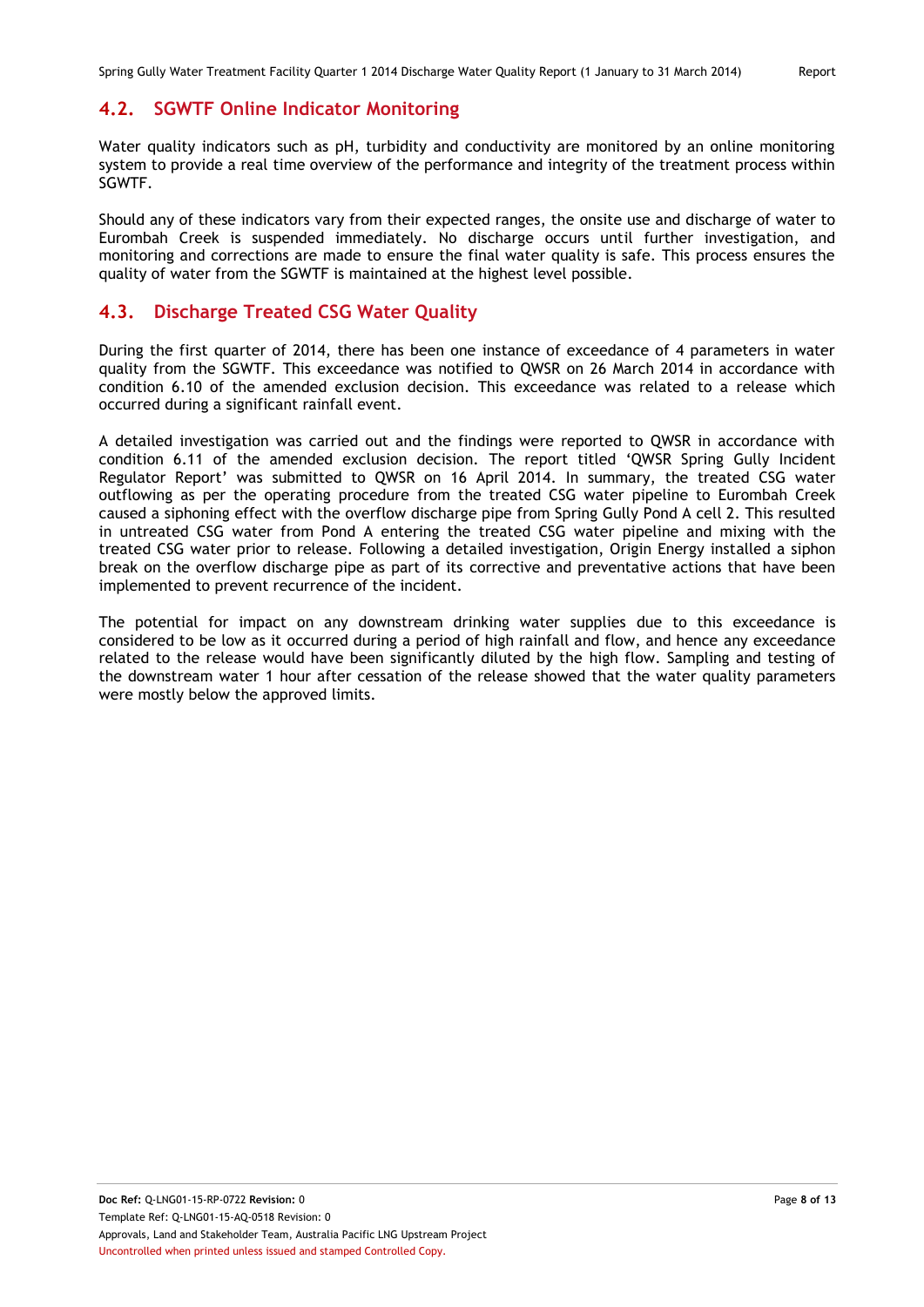## 4.2. SGWTF Online Indicator Monitoring

Water quality indicators such as pH, turbidity and conductivity are monitored by an online monitoring system to provide a real time overview of the performance and integrity of the treatment process within SGWTF.

Should any of these indicators vary from their expected ranges, the onsite use and discharge of water to Eurombah Creek is suspended immediately. No discharge occurs until further investigation, and monitoring and corrections are made to ensure the final water quality is safe. This process ensures the quality of water from the SGWTF is maintained at the highest level possible.

## 4.3. Discharge Treated CSG Water Quality

During the first quarter of 2014, there has been one instance of exceedance of 4 parameters in water quality from the SGWTF. This exceedance was notified to QWSR on 26 March 2014 in accordance with condition 6.10 of the amended exclusion decision. This exceedance was related to a release which occurred during a significant rainfall event.

A detailed investigation was carried out and the findings were reported to QWSR in accordance with condition 6.11 of the amended exclusion decision. The report titled 'QWSR Spring Gully Incident Regulator Report' was submitted to QWSR on 16 April 2014. In summary, the treated CSG water outflowing as per the operating procedure from the treated CSG water pipeline to Eurombah Creek caused a siphoning effect with the overflow discharge pipe from Spring Gully Pond A cell 2. This resulted in untreated CSG water from Pond A entering the treated CSG water pipeline and mixing with the treated CSG water prior to release. Following a detailed investigation, Origin Energy installed a siphon break on the overflow discharge pipe as part of its corrective and preventative actions that have been implemented to prevent recurrence of the incident.

The potential for impact on any downstream drinking water supplies due to this exceedance is considered to be low as it occurred during a period of high rainfall and flow, and hence any exceedance related to the release would have been significantly diluted by the high flow. Sampling and testing of the downstream water 1 hour after cessation of the release showed that the water quality parameters were mostly below the approved limits.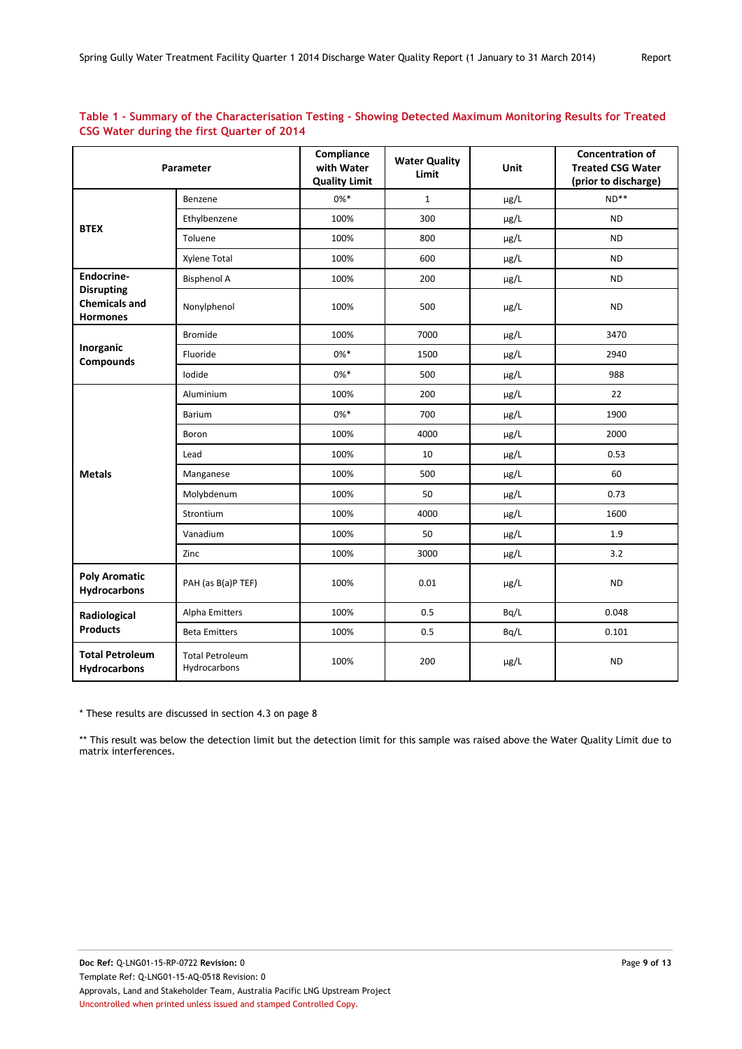**Table 1 - Summary of the Characterisation Testing - Showing Detected Maximum Monitoring Results for Treated CSG Water during the first Quarter of 2014**

| Parameter | | Compliance with Water Quality Limit | Water Quality Limit | Unit | Concentration of Treated CSG Water (prior to discharge) |
|---|---|---|---|---|---|
| BTEX | Benzene | 0%* | 1 | µg/L | ND** |
| | Ethylbenzene | 100% | 300 | µg/L | ND |
| | Toluene | 100% | 800 | µg/L | ND |
| | Xylene Total | 100% | 600 | µg/L | ND |
| Endocrine-Disrupting Chemicals and Hormones | Bisphenol A | 100% | 200 | µg/L | ND |
| | Nonylphenol | 100% | 500 | µg/L | ND |
| Inorganic Compounds | Bromide | 100% | 7000 | µg/L | 3470 |
| | Fluoride | 0%* | 1500 | µg/L | 2940 |
| | Iodide | 0%* | 500 | µg/L | 988 |
| Metals | Aluminium | 100% | 200 | µg/L | 22 |
| | Barium | 0%* | 700 | µg/L | 1900 |
| | Boron | 100% | 4000 | µg/L | 2000 |
| | Lead | 100% | 10 | µg/L | 0.53 |
| | Manganese | 100% | 500 | µg/L | 60 |
| | Molybdenum | 100% | 50 | µg/L | 0.73 |
| | Strontium | 100% | 4000 | µg/L | 1600 |
| | Vanadium | 100% | 50 | µg/L | 1.9 |
| | Zinc | 100% | 3000 | µg/L | 3.2 |
| Poly Aromatic Hydrocarbons | PAH (as B(a)P TEF) | 100% | 0.01 | µg/L | ND |
| Radiological Products | Alpha Emitters | 100% | 0.5 | Bq/L | 0.048 |
| | Beta Emitters | 100% | 0.5 | Bq/L | 0.101 |
| Total Petroleum Hydrocarbons | Total Petroleum Hydrocarbons | 100% | 200 | µg/L | ND |

* These results are discussed in section 4.3 on page 8

** This result was below the detection limit but the detection limit for this sample was raised above the Water Quality Limit due to matrix interferences.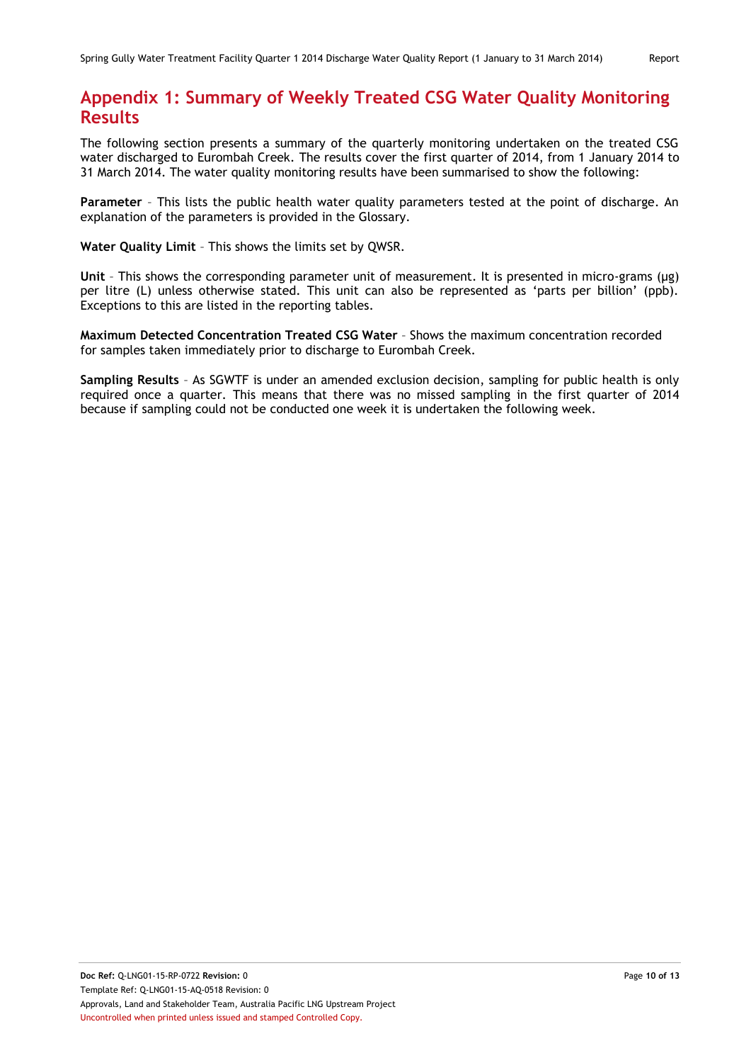## Appendix 1: Summary of Weekly Treated CSG Water Quality Monitoring Results

The following section presents a summary of the quarterly monitoring undertaken on the treated CSG water discharged to Eurombah Creek. The results cover the first quarter of 2014, from 1 January 2014 to 31 March 2014. The water quality monitoring results have been summarised to show the following:

**Parameter** – This lists the public health water quality parameters tested at the point of discharge. An explanation of the parameters is provided in the Glossary.

**Water Quality Limit** – This shows the limits set by QWSR.

**Unit** – This shows the corresponding parameter unit of measurement. It is presented in micro-grams (µg) per litre (L) unless otherwise stated. This unit can also be represented as 'parts per billion' (ppb). Exceptions to this are listed in the reporting tables.

**Maximum Detected Concentration Treated CSG Water** – Shows the maximum concentration recorded for samples taken immediately prior to discharge to Eurombah Creek.

**Sampling Results** – As SGWTF is under an amended exclusion decision, sampling for public health is only required once a quarter. This means that there was no missed sampling in the first quarter of 2014 because if sampling could not be conducted one week it is undertaken the following week.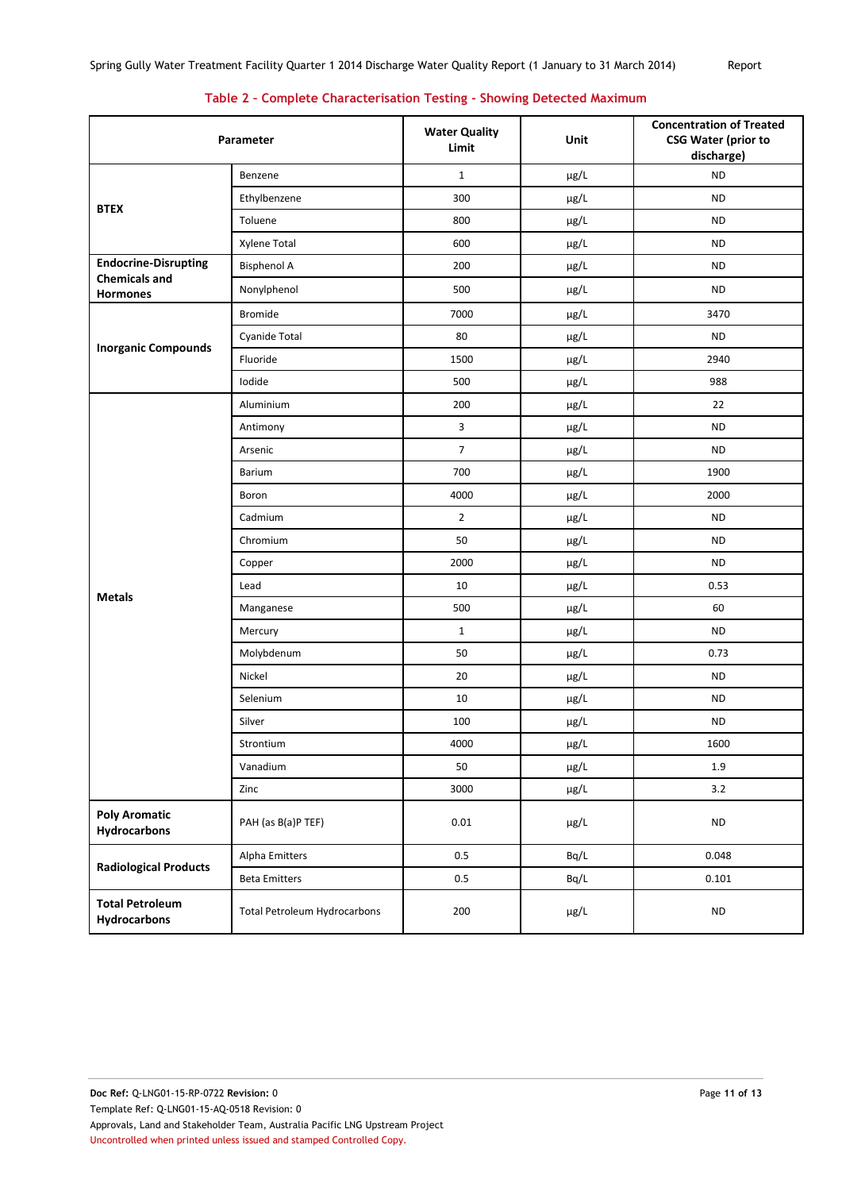## Table 2 - Complete Characterisation Testing - Showing Detected Maximum

| Parameter | | Water Quality Limit | Unit | Concentration of Treated CSG Water (prior to discharge) |
|---|---|---|---|---|
| **BTEX** | Benzene | 1 | µg/L | ND |
| | Ethylbenzene | 300 | µg/L | ND |
| | Toluene | 800 | µg/L | ND |
| | Xylene Total | 600 | µg/L | ND |
| **Endocrine-Disrupting Chemicals and Hormones** | Bisphenol A | 200 | µg/L | ND |
| | Nonylphenol | 500 | µg/L | ND |
| **Inorganic Compounds** | Bromide | 7000 | µg/L | 3470 |
| | Cyanide Total | 80 | µg/L | ND |
| | Fluoride | 1500 | µg/L | 2940 |
| | Iodide | 500 | µg/L | 988 |
| **Metals** | Aluminium | 200 | µg/L | 22 |
| | Antimony | 3 | µg/L | ND |
| | Arsenic | 7 | µg/L | ND |
| | Barium | 700 | µg/L | 1900 |
| | Boron | 4000 | µg/L | 2000 |
| | Cadmium | 2 | µg/L | ND |
| | Chromium | 50 | µg/L | ND |
| | Copper | 2000 | µg/L | ND |
| | Lead | 10 | µg/L | 0.53 |
| | Manganese | 500 | µg/L | 60 |
| | Mercury | 1 | µg/L | ND |
| | Molybdenum | 50 | µg/L | 0.73 |
| | Nickel | 20 | µg/L | ND |
| | Selenium | 10 | µg/L | ND |
| | Silver | 100 | µg/L | ND |
| | Strontium | 4000 | µg/L | 1600 |
| | Vanadium | 50 | µg/L | 1.9 |
| | Zinc | 3000 | µg/L | 3.2 |
| **Poly Aromatic Hydrocarbons** | PAH (as B(a)P TEF) | 0.01 | µg/L | ND |
| **Radiological Products** | Alpha Emitters | 0.5 | Bq/L | 0.048 |
| | Beta Emitters | 0.5 | Bq/L | 0.101 |
| **Total Petroleum Hydrocarbons** | Total Petroleum Hydrocarbons | 200 | µg/L | ND |

**Doc Ref:** Q-LNG01-15-RP-0722 **Revision:** 0
Template Ref: Q-LNG01-15-AQ-0518 Revision: 0
Approvals, Land and Stakeholder Team, Australia Pacific LNG Upstream Project
Uncontrolled when printed unless issued and stamped Controlled Copy.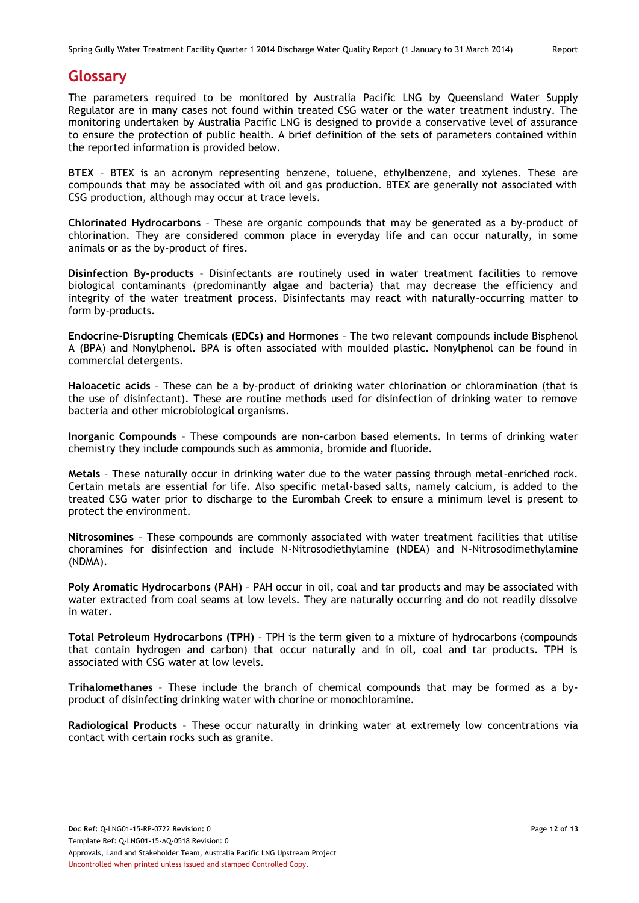## Glossary

The parameters required to be monitored by Australia Pacific LNG by Queensland Water Supply Regulator are in many cases not found within treated CSG water or the water treatment industry. The monitoring undertaken by Australia Pacific LNG is designed to provide a conservative level of assurance to ensure the protection of public health. A brief definition of the sets of parameters contained within the reported information is provided below.

**BTEX** – BTEX is an acronym representing benzene, toluene, ethylbenzene, and xylenes. These are compounds that may be associated with oil and gas production. BTEX are generally not associated with CSG production, although may occur at trace levels.

**Chlorinated Hydrocarbons** – These are organic compounds that may be generated as a by-product of chlorination. They are considered common place in everyday life and can occur naturally, in some animals or as the by-product of fires.

**Disinfection By-products** – Disinfectants are routinely used in water treatment facilities to remove biological contaminants (predominantly algae and bacteria) that may decrease the efficiency and integrity of the water treatment process. Disinfectants may react with naturally-occurring matter to form by-products.

**Endocrine-Disrupting Chemicals (EDCs) and Hormones** – The two relevant compounds include Bisphenol A (BPA) and Nonylphenol. BPA is often associated with moulded plastic. Nonylphenol can be found in commercial detergents.

**Haloacetic acids** – These can be a by-product of drinking water chlorination or chloramination (that is the use of disinfectant). These are routine methods used for disinfection of drinking water to remove bacteria and other microbiological organisms.

**Inorganic Compounds** – These compounds are non-carbon based elements. In terms of drinking water chemistry they include compounds such as ammonia, bromide and fluoride.

**Metals** – These naturally occur in drinking water due to the water passing through metal-enriched rock. Certain metals are essential for life. Also specific metal-based salts, namely calcium, is added to the treated CSG water prior to discharge to the Eurombah Creek to ensure a minimum level is present to protect the environment.

**Nitrosomines** – These compounds are commonly associated with water treatment facilities that utilise choramines for disinfection and include N-Nitrosodiethylamine (NDEA) and N-Nitrosodimethylamine (NDMA).

**Poly Aromatic Hydrocarbons (PAH)** – PAH occur in oil, coal and tar products and may be associated with water extracted from coal seams at low levels. They are naturally occurring and do not readily dissolve in water.

**Total Petroleum Hydrocarbons (TPH)** – TPH is the term given to a mixture of hydrocarbons (compounds that contain hydrogen and carbon) that occur naturally and in oil, coal and tar products. TPH is associated with CSG water at low levels.

**Trihalomethanes** – These include the branch of chemical compounds that may be formed as a by-product of disinfecting drinking water with chorine or monochloramine.

**Radiological Products** – These occur naturally in drinking water at extremely low concentrations via contact with certain rocks such as granite.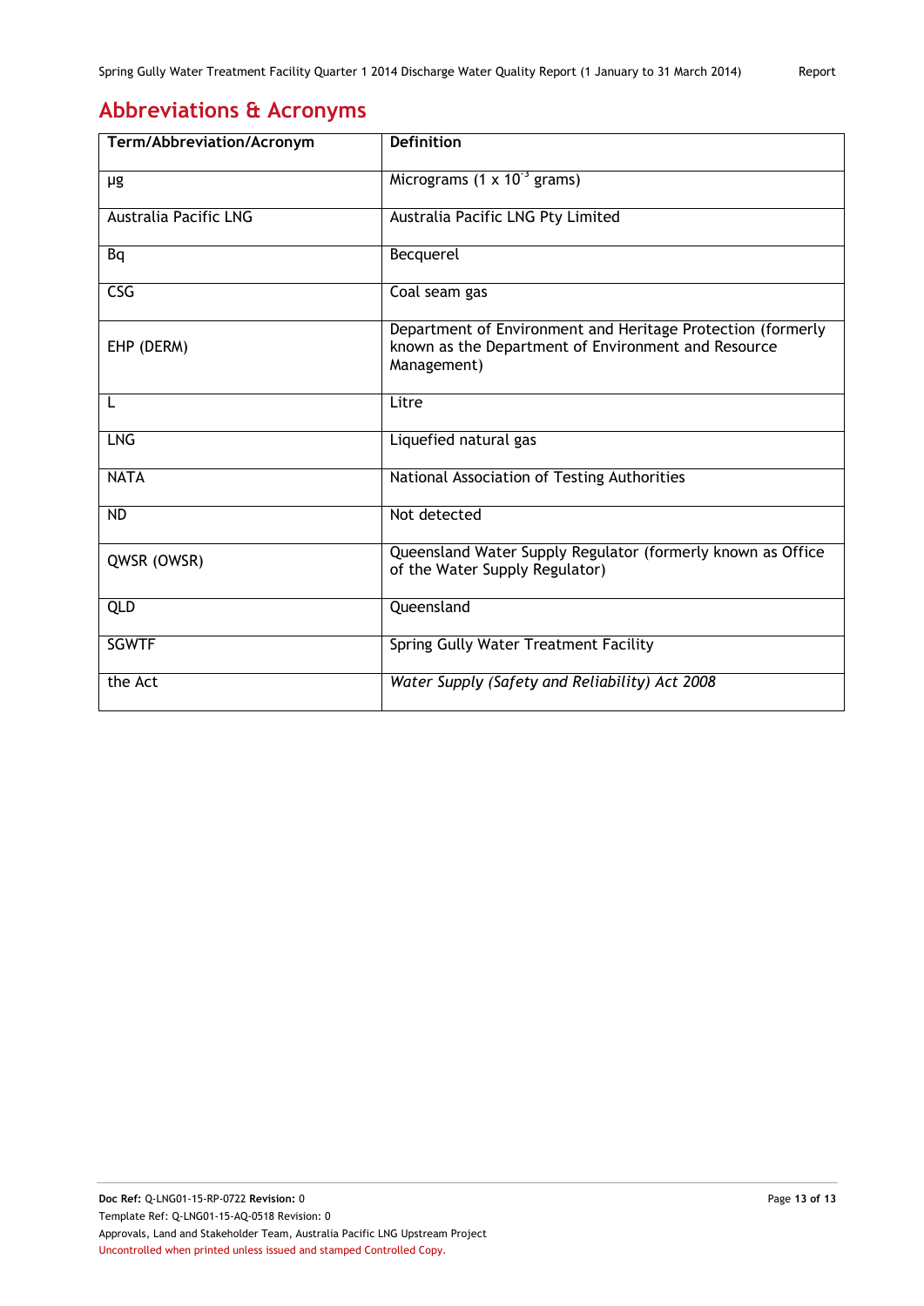# Abbreviations & Acronyms

| Term/Abbreviation/Acronym | Definition |
|---|---|
| µg | Micrograms (1 x $10^{-3}$ grams) |
| Australia Pacific LNG | Australia Pacific LNG Pty Limited |
| Bq | Becquerel |
| CSG | Coal seam gas |
| EHP (DERM) | Department of Environment and Heritage Protection (formerly known as the Department of Environment and Resource Management) |
| L | Litre |
| LNG | Liquefied natural gas |
| NATA | National Association of Testing Authorities |
| ND | Not detected |
| QWSR (OWSR) | Queensland Water Supply Regulator (formerly known as Office of the Water Supply Regulator) |
| QLD | Queensland |
| SGWTF | Spring Gully Water Treatment Facility |
| the Act | *Water Supply (Safety and Reliability) Act 2008* |